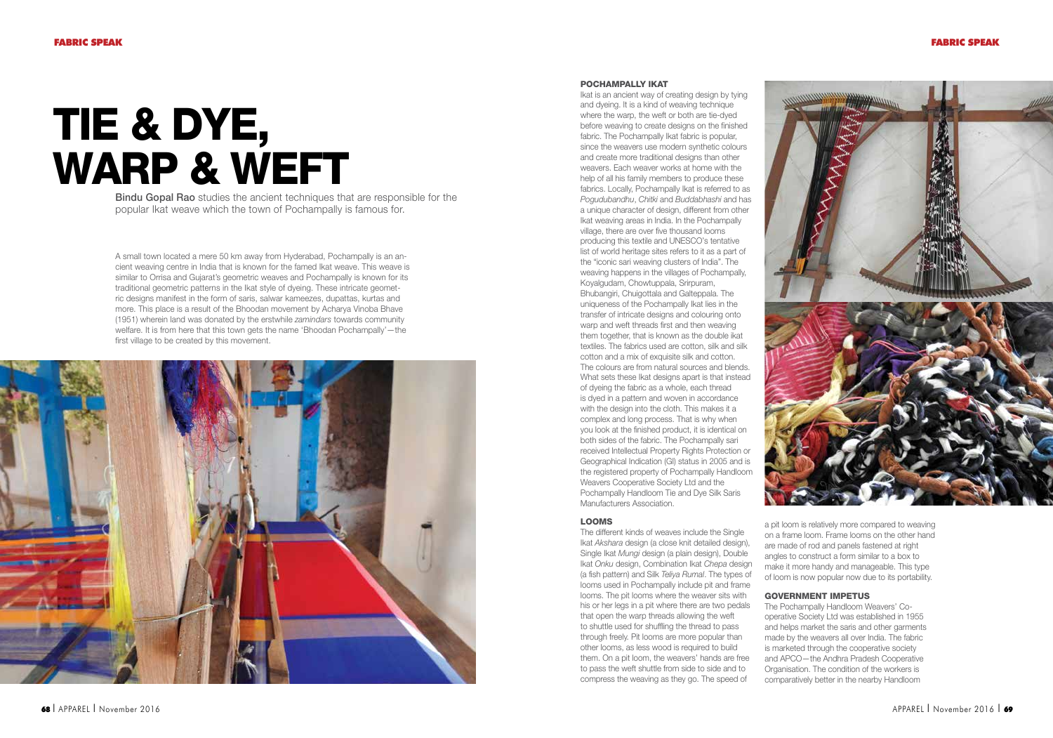# TIE & DYE, WARP & WEFT

**Bindu Gopal Rao** studies the ancient techniques that are responsible for the popular Ikat weave which the town of Pochampally is famous for.

A small town located a mere 50 km away from Hyderabad, Pochampally is an ancient weaving centre in India that is known for the famed Ikat weave. This weave is similar to Orrisa and Gujarat's geometric weaves and Pochampally is known for its traditional geometric patterns in the Ikat style of dyeing. These intricate geometric designs manifest in the form of saris, salwar kameezes, dupattas, kurtas and more. This place is a result of the Bhoodan movement by Acharya Vinoba Bhave (1951) wherein land was donated by the erstwhile *zamindars* towards community welfare. It is from here that this town gets the name 'Bhoodan Pochampally'—the first village to be created by this movement.

## POCHAMPALLY IKAT

Ikat is an ancient way of creating design by tying and dyeing. It is a kind of weaving technique where the warp, the weft or both are tie-dyed before weaving to create designs on the finished fabric. The Pochampally Ikat fabric is popular, since the weavers use modern synthetic colours and create more traditional designs than other weavers. Each weaver works at home with the help of all his family members to produce these fabrics. Locally, Pochampally Ikat is referred to as *Pogudubandhu*, *Chitki* and *Buddabhashi* and has a unique character of design, different from other Ikat weaving areas in India. In the Pochampally village, there are over five thousand looms producing this textile and UNESCO's tentative list of world heritage sites refers to it as a part of the "iconic sari weaving clusters of India". The weaving happens in the villages of Pochampally, Koyalgudam, Chowtuppala, Srirpuram, Bhubangiri, Chuigottala and Galteppala. The uniqueness of the Pochampally Ikat lies in the transfer of intricate designs and colouring onto warp and weft threads first and then weaving them together, that is known as the double ikat textiles. The fabrics used are cotton, silk and silk cotton and a mix of exquisite silk and cotton. The colours are from natural sources and blends. What sets these Ikat designs apart is that instead of dyeing the fabric as a whole, each thread is dyed in a pattern and woven in accordance with the design into the cloth. This makes it a complex and long process. That is why when you look at the finished product, it is identical on both sides of the fabric. The Pochampally sari received Intellectual Property Rights Protection or Geographical Indication (GI) status in 2005 and is the registered property of Pochampally Handloom Weavers Cooperative Society Ltd and the Pochampally Handloom Tie and Dye Silk Saris Manufacturers Association.

## LOOMS

The different kinds of weaves include the Single Ikat *Akshara* design (a close knit detailed design), Single Ikat *Mungi* design (a plain design), Double Ikat *Onku* design, Combination Ikat *Chepa* design (a fish pattern) and Silk *Teliya Rumal*. The types of looms used in Pochampally include pit and frame looms. The pit looms where the weaver sits with his or her legs in a pit where there are two pedals that open the warp threads allowing the weft to shuttle used for shuffling the thread to pass through freely. Pit looms are more popular than other looms, as less wood is required to build them. On a pit loom, the weavers' hands are free to pass the weft shuttle from side to side and to compress the weaving as they go. The speed of a pit loom is relatively more compared to weaving on a frame loom. Frame looms on the other hand are made of rod and panels fastened at right angles to construct a form similar to a box to make it more handy and manageable. This type of loom is now popular now due to its portability.

## GOVERNMENT IMPETUS

The Pochampally Handloom Weavers' Co-operative Society Ltd was established in 1955 and helps market the saris and other garments made by the weavers all over India. The fabric is marketed through the cooperative society and APCO—the Andhra Pradesh Cooperative Organisation. The condition of the workers is comparatively better in the nearby Handloom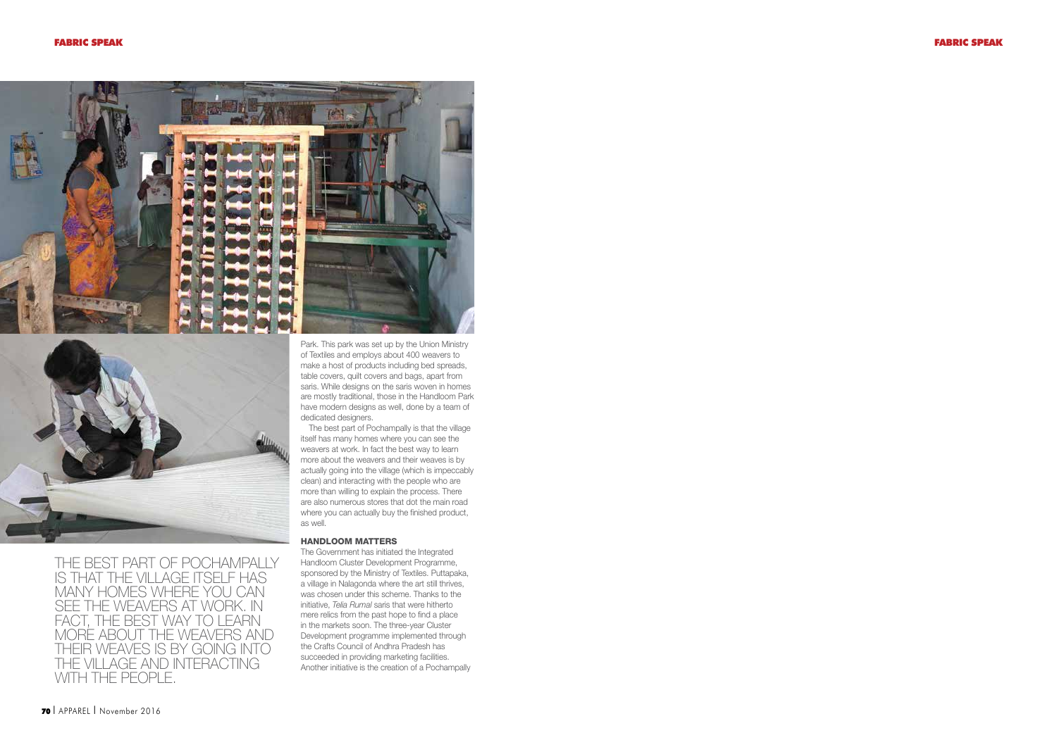Park. This park was set up by the Union Ministry of Textiles and employs about 400 weavers to make a host of products including bed spreads, table covers, quilt covers and bags, apart from saris. While designs on the saris woven in homes are mostly traditional, those in the Handloom Park have modern designs as well, done by a team of dedicated designers.

The best part of Pochampally is that the village itself has many homes where you can see the weavers at work. In fact the best way to learn more about the weavers and their weaves is by actually going into the village (which is impeccably clean) and interacting with the people who are more than willing to explain the process. There are also numerous stores that dot the main road where you can actually buy the finished product, as well.

## HANDLOOM MATTERS

The Government has initiated the Integrated Handloom Cluster Development Programme, sponsored by the Ministry of Textiles. Puttapaka, a village in Nalagonda where the art still thrives, was chosen under this scheme. Thanks to the initiative, *Telia Rumal* saris that were hitherto mere relics from the past hope to find a place in the markets soon. The three-year Cluster Development programme implemented through the Crafts Council of Andhra Pradesh has succeeded in providing marketing facilities. Another initiative is the creation of a Pochampally

THE BEST PART OF POCHAMPALLY IS THAT THE VILLAGE ITSELF HAS MANY HOMES WHERE YOU CAN SEE THE WEAVERS AT WORK. IN FACT, THE BEST WAY TO LEARN MORE ABOUT THE WEAVERS AND THEIR WEAVES IS BY GOING INTO THE VILLAGE AND INTERACTING WITH THE PEOPLE.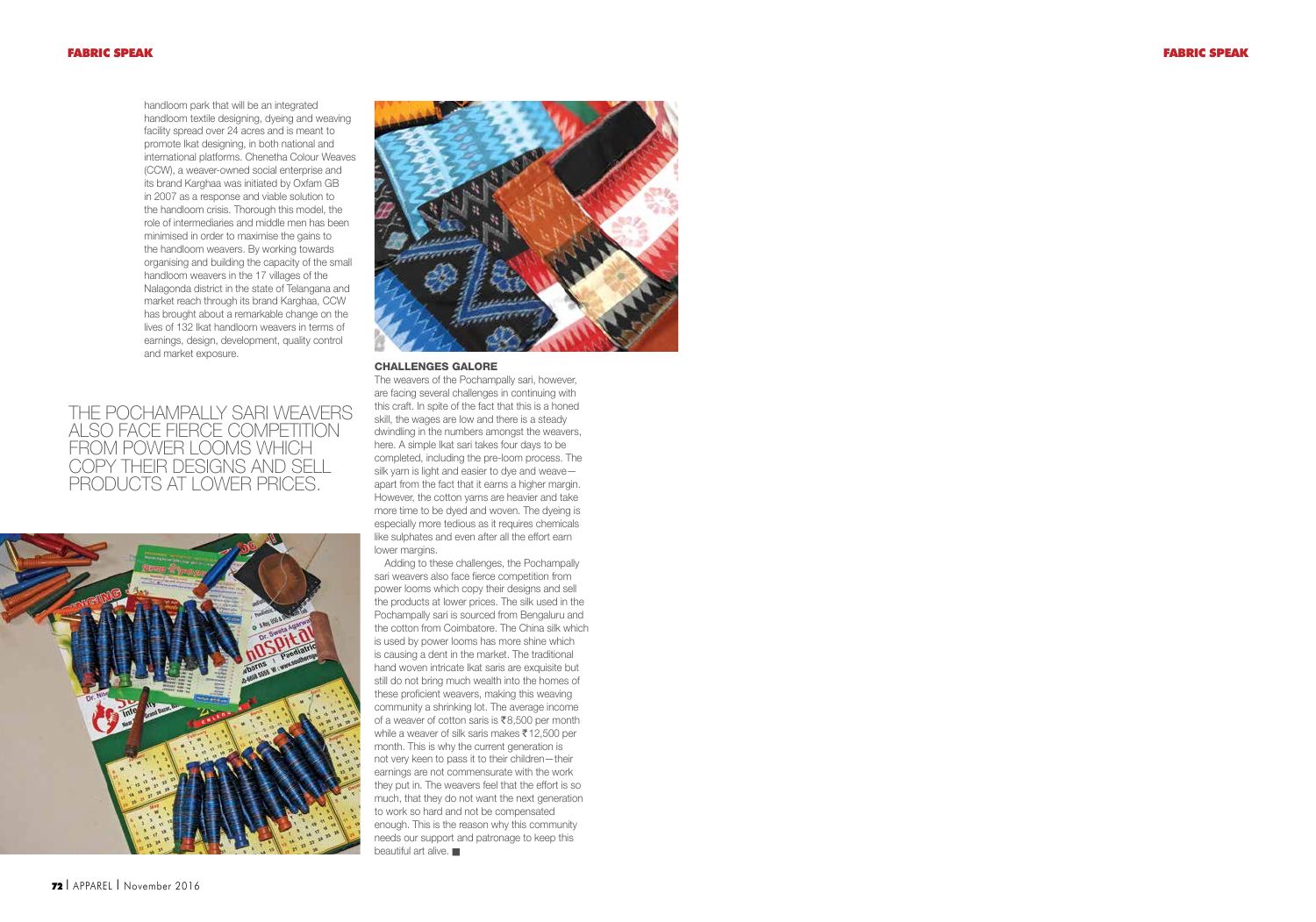handloom park that will be an integrated handloom textile designing, dyeing and weaving facility spread over 24 acres and is meant to promote Ikat designing, in both national and international platforms. Chenetha Colour Weaves (CCW), a weaver-owned social enterprise and its brand Karghaa was initiated by Oxfam GB in 2007 as a response and viable solution to the handloom crisis. Thorough this model, the role of intermediaries and middle men has been minimised in order to maximise the gains to the handloom weavers. By working towards organising and building the capacity of the small handloom weavers in the 17 villages of the Nalagonda district in the state of Telangana and market reach through its brand Karghaa, CCW has brought about a remarkable change on the lives of 132 Ikat handloom weavers in terms of earnings, design, development, quality control and market exposure.

THE POCHAMPALLY SARI WEAVERS ALSO FACE FIERCE COMPETITION FROM POWER LOOMS WHICH COPY THEIR DESIGNS AND SELL PRODUCTS AT LOWER PRICES.

## CHALLENGES GALORE

The weavers of the Pochampally sari, however, are facing several challenges in continuing with this craft. In spite of the fact that this is a honed skill, the wages are low and there is a steady dwindling in the numbers amongst the weavers, here. A simple Ikat sari takes four days to be completed, including the pre-loom process. The silk yarn is light and easier to dye and weave—apart from the fact that it earns a higher margin. However, the cotton yarns are heavier and take more time to be dyed and woven. The dyeing is especially more tedious as it requires chemicals like sulphates and even after all the effort earn lower margins.

Adding to these challenges, the Pochampally sari weavers also face fierce competition from power looms which copy their designs and sell the products at lower prices. The silk used in the Pochampally sari is sourced from Bengaluru and the cotton from Coimbatore. The China silk which is used by power looms has more shine which is causing a dent in the market. The traditional hand woven intricate Ikat saris are exquisite but still do not bring much wealth into the homes of these proficient weavers, making this weaving community a shrinking lot. The average income of a weaver of cotton saris is ₹8,500 per month while a weaver of silk saris makes ₹12,500 per month. This is why the current generation is not very keen to pass it to their children—their earnings are not commensurate with the work they put in. The weavers feel that the effort is so much, that they do not want the next generation to work so hard and not be compensated enough. This is the reason why this community needs our support and patronage to keep this beautiful art alive. ■